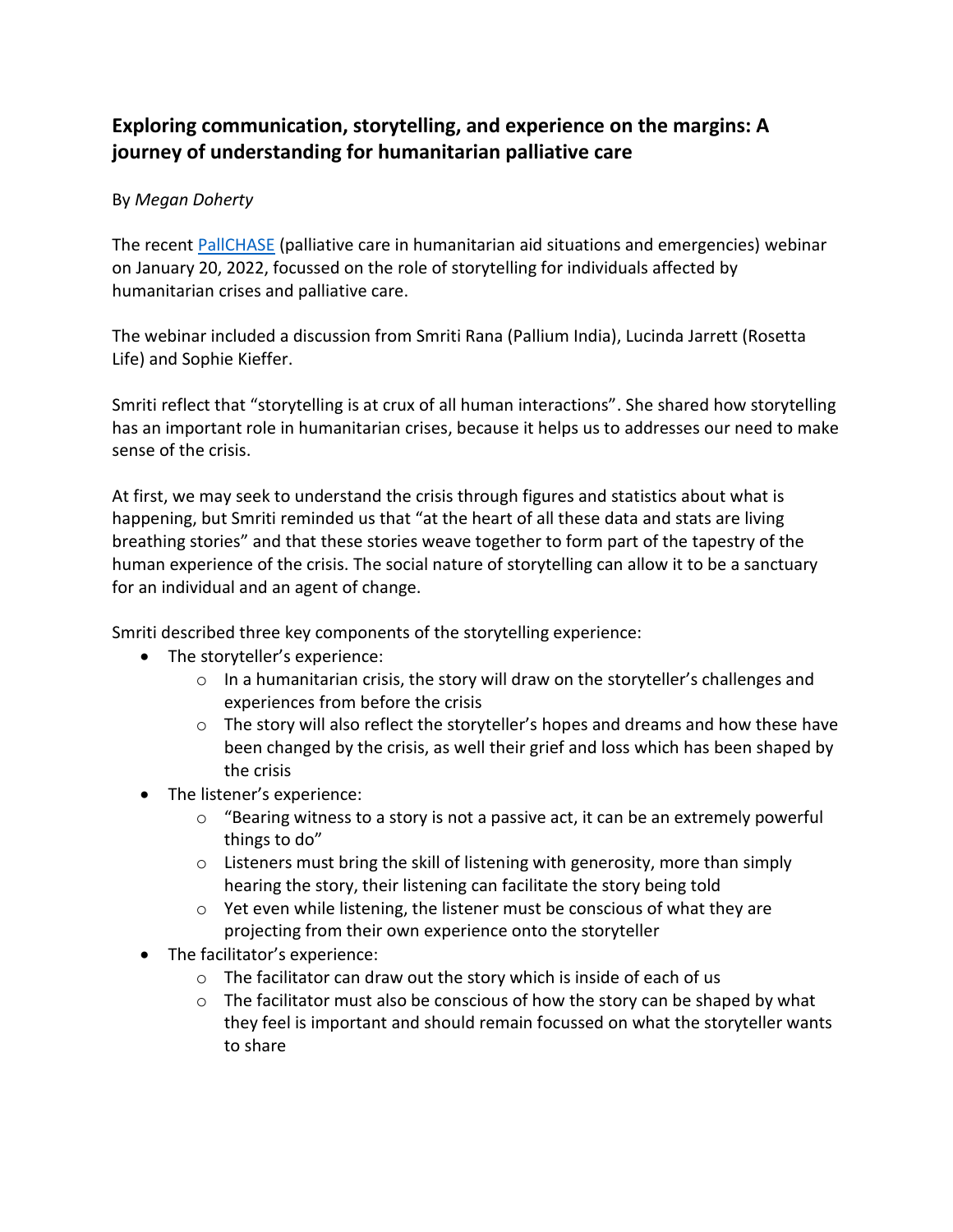## Exploring communication, storytelling, and experience on the margins: A journey of understanding for humanitarian palliative care

By *Megan Doherty*

The recent [PallCHASE](PallCHASE) (palliative care in humanitarian aid situations and emergencies) webinar on January 20, 2022, focussed on the role of storytelling for individuals affected by humanitarian crises and palliative care.

The webinar included a discussion from Smriti Rana (Pallium India), Lucinda Jarrett (Rosetta Life) and Sophie Kieffer.

Smriti reflect that "storytelling is at crux of all human interactions". She shared how storytelling has an important role in humanitarian crises, because it helps us to addresses our need to make sense of the crisis.

At first, we may seek to understand the crisis through figures and statistics about what is happening, but Smriti reminded us that "at the heart of all these data and stats are living breathing stories" and that these stories weave together to form part of the tapestry of the human experience of the crisis. The social nature of storytelling can allow it to be a sanctuary for an individual and an agent of change.

Smriti described three key components of the storytelling experience:

- The storyteller's experience:
  - In a humanitarian crisis, the story will draw on the storyteller's challenges and experiences from before the crisis
  - The story will also reflect the storyteller's hopes and dreams and how these have been changed by the crisis, as well their grief and loss which has been shaped by the crisis
- The listener's experience:
  - "Bearing witness to a story is not a passive act, it can be an extremely powerful things to do"
  - Listeners must bring the skill of listening with generosity, more than simply hearing the story, their listening can facilitate the story being told
  - Yet even while listening, the listener must be conscious of what they are projecting from their own experience onto the storyteller
- The facilitator's experience:
  - The facilitator can draw out the story which is inside of each of us
  - The facilitator must also be conscious of how the story can be shaped by what they feel is important and should remain focussed on what the storyteller wants to share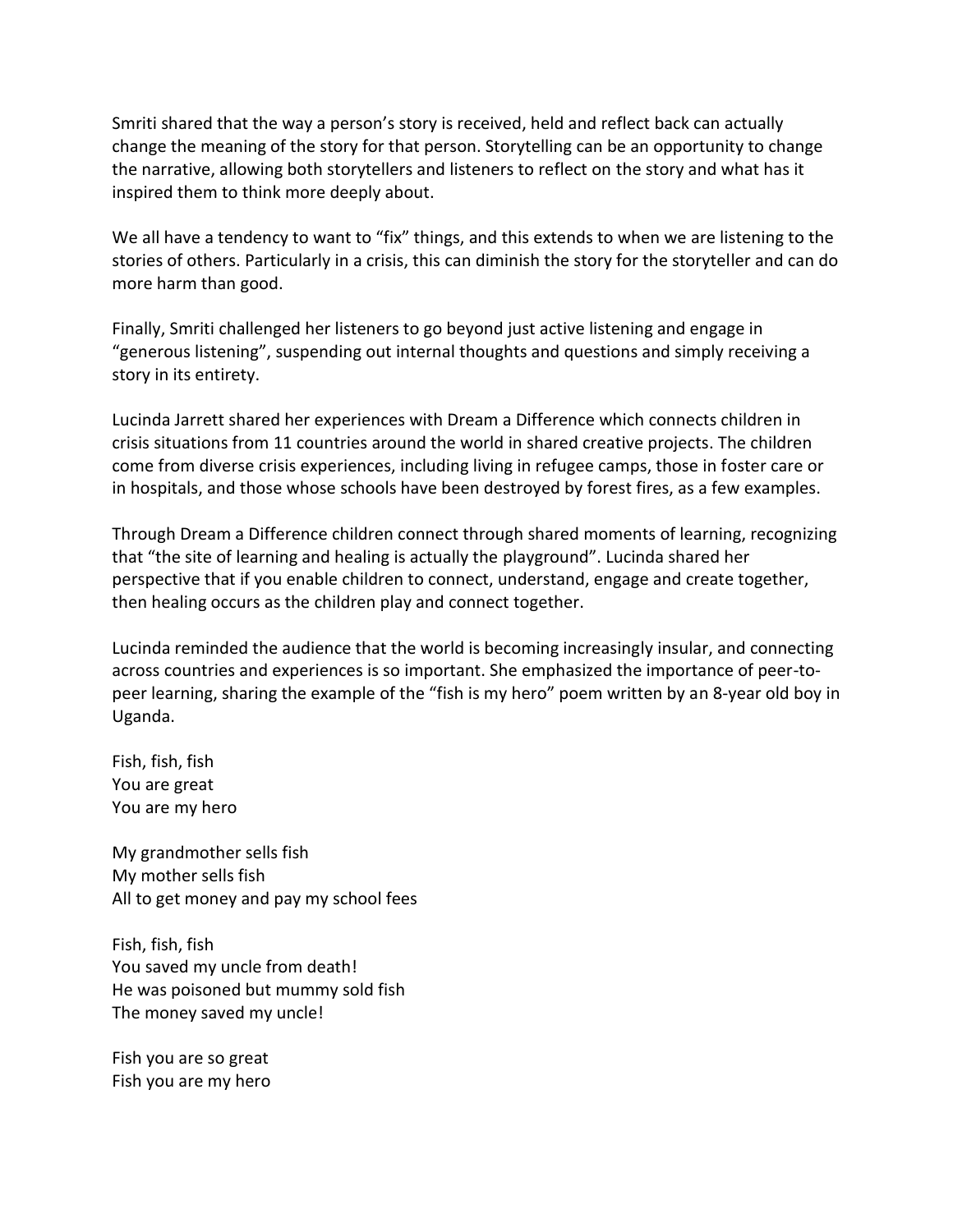Smriti shared that the way a person's story is received, held and reflect back can actually change the meaning of the story for that person. Storytelling can be an opportunity to change the narrative, allowing both storytellers and listeners to reflect on the story and what has it inspired them to think more deeply about.

We all have a tendency to want to "fix" things, and this extends to when we are listening to the stories of others. Particularly in a crisis, this can diminish the story for the storyteller and can do more harm than good.

Finally, Smriti challenged her listeners to go beyond just active listening and engage in "generous listening", suspending out internal thoughts and questions and simply receiving a story in its entirety.

Lucinda Jarrett shared her experiences with Dream a Difference which connects children in crisis situations from 11 countries around the world in shared creative projects. The children come from diverse crisis experiences, including living in refugee camps, those in foster care or in hospitals, and those whose schools have been destroyed by forest fires, as a few examples.

Through Dream a Difference children connect through shared moments of learning, recognizing that "the site of learning and healing is actually the playground". Lucinda shared her perspective that if you enable children to connect, understand, engage and create together, then healing occurs as the children play and connect together.

Lucinda reminded the audience that the world is becoming increasingly insular, and connecting across countries and experiences is so important. She emphasized the importance of peer-to-peer learning, sharing the example of the "fish is my hero" poem written by an 8-year old boy in Uganda.

Fish, fish, fish
You are great
You are my hero

My grandmother sells fish
My mother sells fish
All to get money and pay my school fees

Fish, fish, fish
You saved my uncle from death!
He was poisoned but mummy sold fish
The money saved my uncle!

Fish you are so great
Fish you are my hero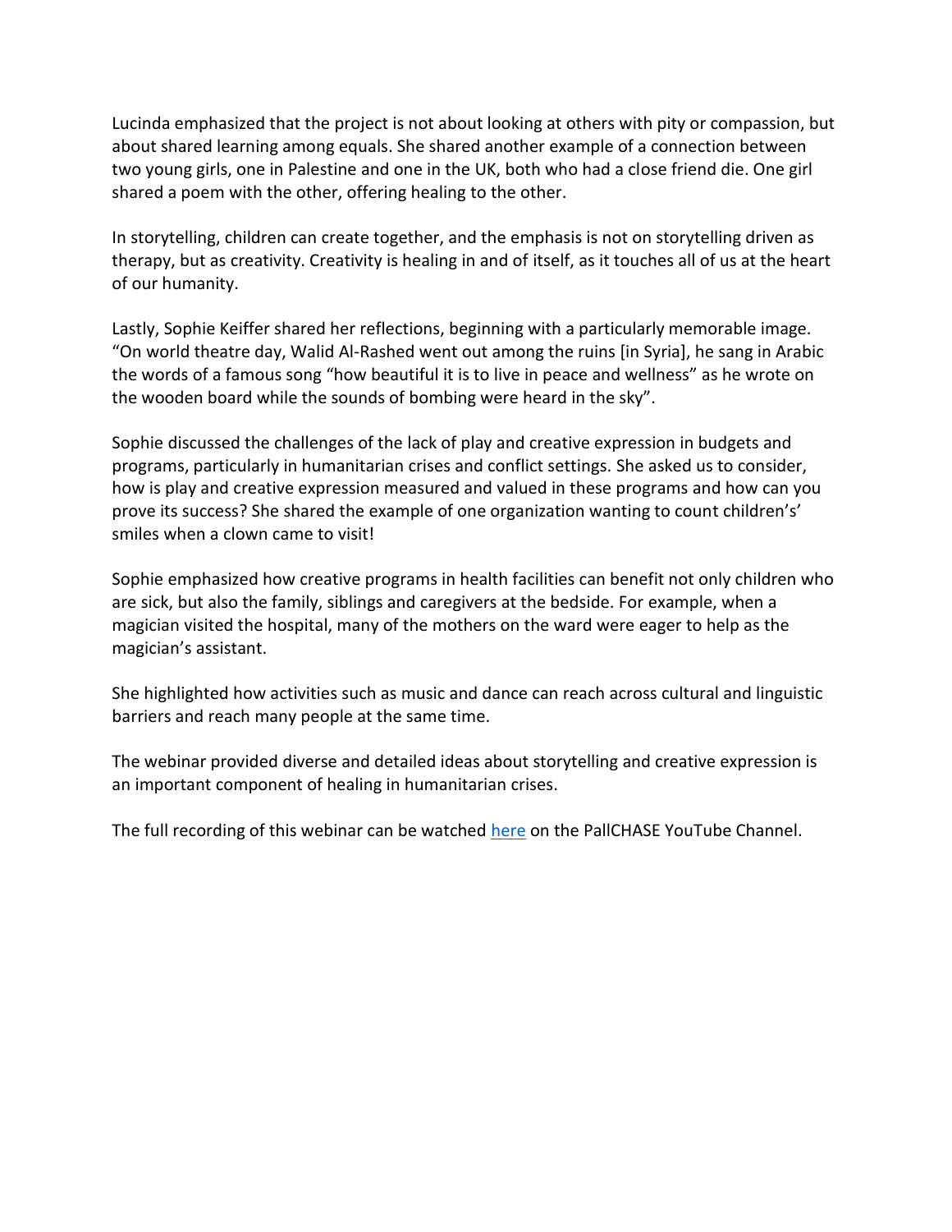Lucinda emphasized that the project is not about looking at others with pity or compassion, but about shared learning among equals. She shared another example of a connection between two young girls, one in Palestine and one in the UK, both who had a close friend die. One girl shared a poem with the other, offering healing to the other.

In storytelling, children can create together, and the emphasis is not on storytelling driven as therapy, but as creativity. Creativity is healing in and of itself, as it touches all of us at the heart of our humanity.

Lastly, Sophie Keiffer shared her reflections, beginning with a particularly memorable image. "On world theatre day, Walid Al-Rashed went out among the ruins [in Syria], he sang in Arabic the words of a famous song "how beautiful it is to live in peace and wellness" as he wrote on the wooden board while the sounds of bombing were heard in the sky".

Sophie discussed the challenges of the lack of play and creative expression in budgets and programs, particularly in humanitarian crises and conflict settings. She asked us to consider, how is play and creative expression measured and valued in these programs and how can you prove its success? She shared the example of one organization wanting to count children's' smiles when a clown came to visit!

Sophie emphasized how creative programs in health facilities can benefit not only children who are sick, but also the family, siblings and caregivers at the bedside. For example, when a magician visited the hospital, many of the mothers on the ward were eager to help as the magician's assistant.

She highlighted how activities such as music and dance can reach across cultural and linguistic barriers and reach many people at the same time.

The webinar provided diverse and detailed ideas about storytelling and creative expression is an important component of healing in humanitarian crises.

The full recording of this webinar can be watched [here](#) on the PallCHASE YouTube Channel.